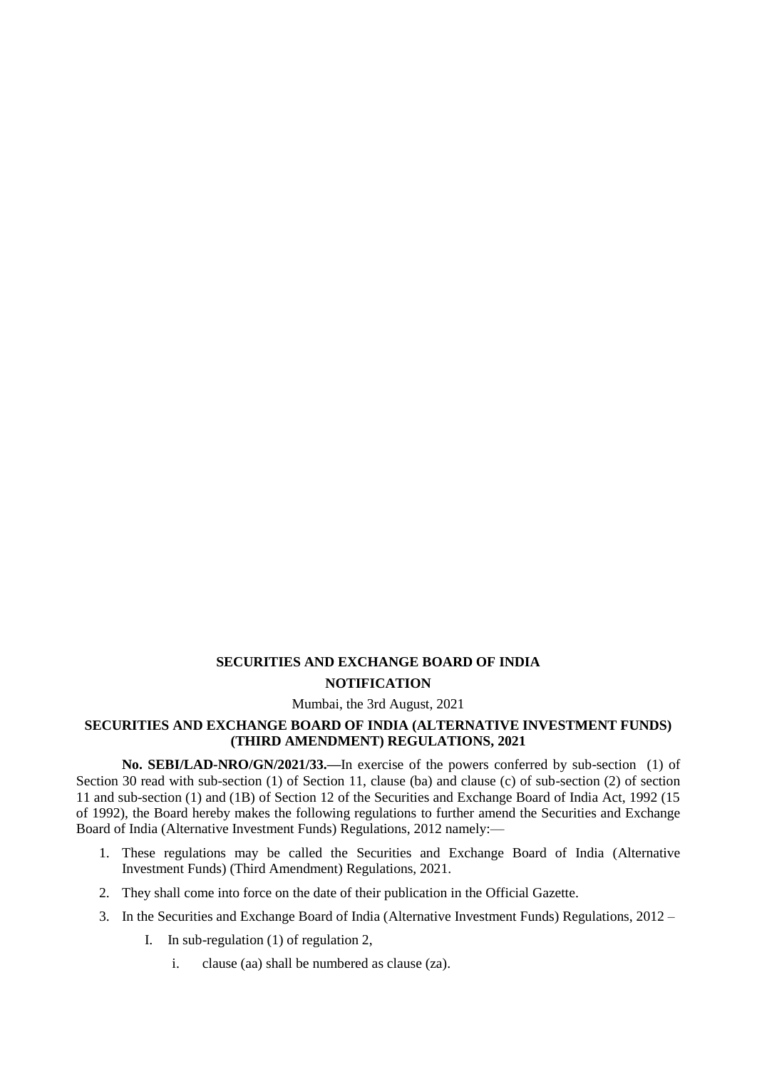**SECURITIES AND EXCHANGE BOARD OF INDIA**

**NOTIFICATION**

Mumbai, the 3rd August, 2021

**SECURITIES AND EXCHANGE BOARD OF INDIA (ALTERNATIVE INVESTMENT FUNDS) (THIRD AMENDMENT) REGULATIONS, 2021**

**No. SEBI/LAD-NRO/GN/2021/33.—**In exercise of the powers conferred by sub-section (1) of Section 30 read with sub-section (1) of Section 11, clause (ba) and clause (c) of sub-section (2) of section 11 and sub-section (1) and (1B) of Section 12 of the Securities and Exchange Board of India Act, 1992 (15 of 1992), the Board hereby makes the following regulations to further amend the Securities and Exchange Board of India (Alternative Investment Funds) Regulations, 2012 namely:—

1. These regulations may be called the Securities and Exchange Board of India (Alternative Investment Funds) (Third Amendment) Regulations, 2021.
2. They shall come into force on the date of their publication in the Official Gazette.
3. In the Securities and Exchange Board of India (Alternative Investment Funds) Regulations, 2012 –

    I. In sub-regulation (1) of regulation 2,

    i. clause (aa) shall be numbered as clause (za).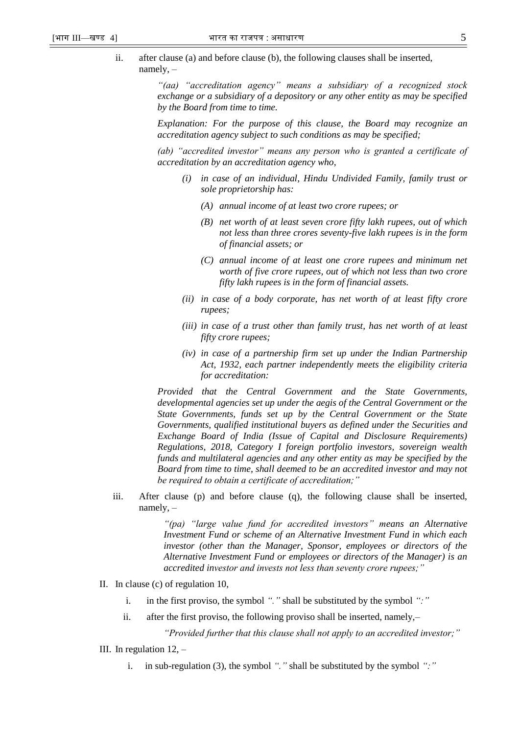ii. after clause (a) and before clause (b), the following clauses shall be inserted, namely, –

*"(aa) "accreditation agency" means a subsidiary of a recognized stock exchange or a subsidiary of a depository or any other entity as may be specified by the Board from time to time.*

*Explanation: For the purpose of this clause, the Board may recognize an accreditation agency subject to such conditions as may be specified;*

*(ab) "accredited investor" means any person who is granted a certificate of accreditation by an accreditation agency who,*

*(i) in case of an individual, Hindu Undivided Family, family trust or sole proprietorship has:*

*(A) annual income of at least two crore rupees; or*

*(B) net worth of at least seven crore fifty lakh rupees, out of which not less than three crores seventy-five lakh rupees is in the form of financial assets; or*

*(C) annual income of at least one crore rupees and minimum net worth of five crore rupees, out of which not less than two crore fifty lakh rupees is in the form of financial assets.*

*(ii) in case of a body corporate, has net worth of at least fifty crore rupees;*

*(iii) in case of a trust other than family trust, has net worth of at least fifty crore rupees;*

*(iv) in case of a partnership firm set up under the Indian Partnership Act, 1932, each partner independently meets the eligibility criteria for accreditation:*

*Provided that the Central Government and the State Governments, developmental agencies set up under the aegis of the Central Government or the State Governments, funds set up by the Central Government or the State Governments, qualified institutional buyers as defined under the Securities and Exchange Board of India (Issue of Capital and Disclosure Requirements) Regulations, 2018, Category I foreign portfolio investors, sovereign wealth funds and multilateral agencies and any other entity as may be specified by the Board from time to time, shall deemed to be an accredited investor and may not be required to obtain a certificate of accreditation;"*

iii. After clause (p) and before clause (q), the following clause shall be inserted, namely, –

*"(pa) "large value fund for accredited investors" means an Alternative Investment Fund or scheme of an Alternative Investment Fund in which each investor (other than the Manager, Sponsor, employees or directors of the Alternative Investment Fund or employees or directors of the Manager) is an accredited investor and invests not less than seventy crore rupees;"*

II. In clause (c) of regulation 10,

i. in the first proviso, the symbol *"."* shall be substituted by the symbol *":"*

ii. after the first proviso, the following proviso shall be inserted, namely,–

*"Provided further that this clause shall not apply to an accredited investor;"*

III. In regulation 12, –

i. in sub-regulation (3), the symbol *"."* shall be substituted by the symbol *":"*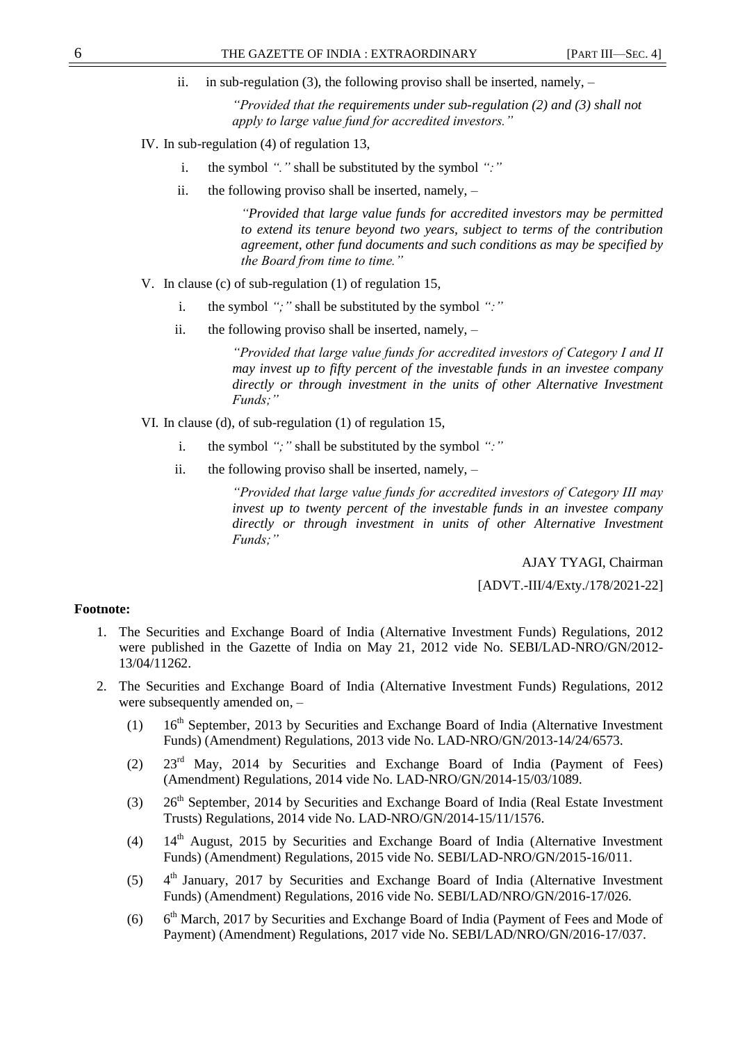ii. in sub-regulation (3), the following proviso shall be inserted, namely, –

*"Provided that the requirements under sub-regulation (2) and (3) shall not apply to large value fund for accredited investors."*

IV. In sub-regulation (4) of regulation 13,

i. the symbol *"."* shall be substituted by the symbol *":"*

ii. the following proviso shall be inserted, namely, –

*"Provided that large value funds for accredited investors may be permitted to extend its tenure beyond two years, subject to terms of the contribution agreement, other fund documents and such conditions as may be specified by the Board from time to time."*

V. In clause (c) of sub-regulation (1) of regulation 15,

i. the symbol *";"* shall be substituted by the symbol *":"*

ii. the following proviso shall be inserted, namely, –

*"Provided that large value funds for accredited investors of Category I and II may invest up to fifty percent of the investable funds in an investee company directly or through investment in the units of other Alternative Investment Funds;"*

VI. In clause (d), of sub-regulation (1) of regulation 15,

i. the symbol *";"* shall be substituted by the symbol *":"*

ii. the following proviso shall be inserted, namely, –

*"Provided that large value funds for accredited investors of Category III may invest up to twenty percent of the investable funds in an investee company directly or through investment in units of other Alternative Investment Funds;"*

AJAY TYAGI, Chairman

[ADVT.-III/4/Exty./178/2021-22]

**Footnote:**

1. The Securities and Exchange Board of India (Alternative Investment Funds) Regulations, 2012 were published in the Gazette of India on May 21, 2012 vide No. SEBI/LAD-NRO/GN/2012-13/04/11262.
2. The Securities and Exchange Board of India (Alternative Investment Funds) Regulations, 2012 were subsequently amended on, –
   (1) 16th September, 2013 by Securities and Exchange Board of India (Alternative Investment Funds) (Amendment) Regulations, 2013 vide No. LAD-NRO/GN/2013-14/24/6573.
   (2) 23rd May, 2014 by Securities and Exchange Board of India (Payment of Fees) (Amendment) Regulations, 2014 vide No. LAD-NRO/GN/2014-15/03/1089.
   (3) 26th September, 2014 by Securities and Exchange Board of India (Real Estate Investment Trusts) Regulations, 2014 vide No. LAD-NRO/GN/2014-15/11/1576.
   (4) 14th August, 2015 by Securities and Exchange Board of India (Alternative Investment Funds) (Amendment) Regulations, 2015 vide No. SEBI/LAD-NRO/GN/2015-16/011.
   (5) 4th January, 2017 by Securities and Exchange Board of India (Alternative Investment Funds) (Amendment) Regulations, 2016 vide No. SEBI/LAD/NRO/GN/2016-17/026.
   (6) 6th March, 2017 by Securities and Exchange Board of India (Payment of Fees and Mode of Payment) (Amendment) Regulations, 2017 vide No. SEBI/LAD/NRO/GN/2016-17/037.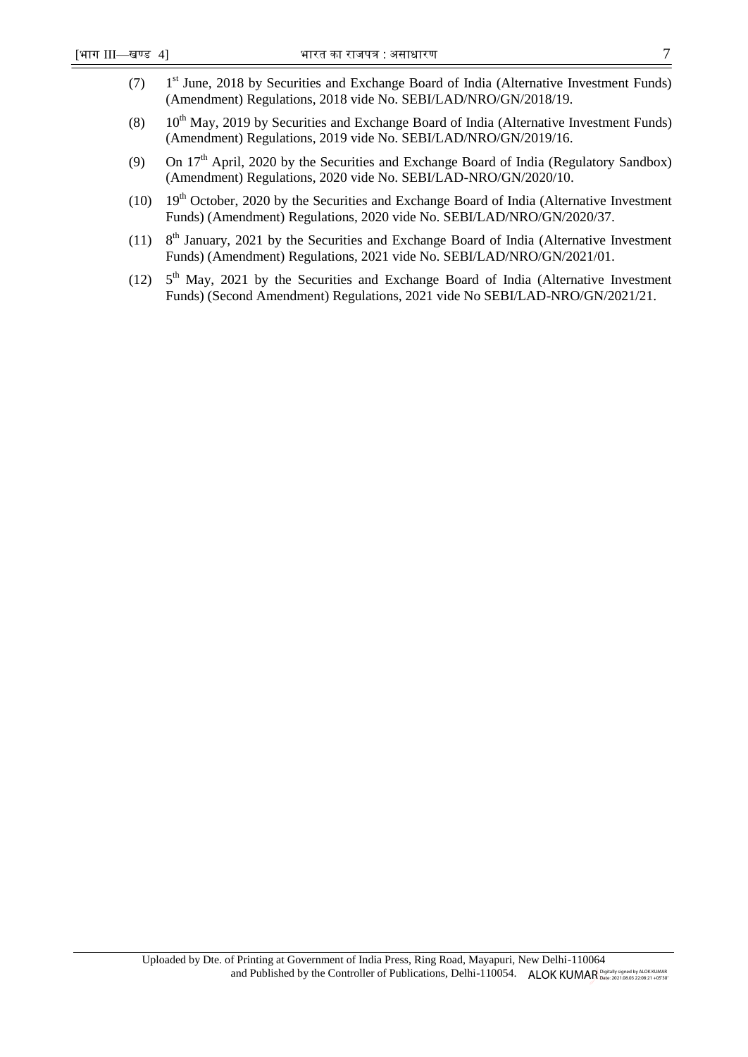(7) 1st June, 2018 by Securities and Exchange Board of India (Alternative Investment Funds) (Amendment) Regulations, 2018 vide No. SEBI/LAD/NRO/GN/2018/19.

(8) 10th May, 2019 by Securities and Exchange Board of India (Alternative Investment Funds) (Amendment) Regulations, 2019 vide No. SEBI/LAD/NRO/GN/2019/16.

(9) On 17th April, 2020 by the Securities and Exchange Board of India (Regulatory Sandbox) (Amendment) Regulations, 2020 vide No. SEBI/LAD-NRO/GN/2020/10.

(10) 19th October, 2020 by the Securities and Exchange Board of India (Alternative Investment Funds) (Amendment) Regulations, 2020 vide No. SEBI/LAD/NRO/GN/2020/37.

(11) 8th January, 2021 by the Securities and Exchange Board of India (Alternative Investment Funds) (Amendment) Regulations, 2021 vide No. SEBI/LAD/NRO/GN/2021/01.

(12) 5th May, 2021 by the Securities and Exchange Board of India (Alternative Investment Funds) (Second Amendment) Regulations, 2021 vide No SEBI/LAD-NRO/GN/2021/21.

Uploaded by Dte. of Printing at Government of India Press, Ring Road, Mayapuri, New Delhi-110064 and Published by the Controller of Publications, Delhi-110054. ALOK KUMAR Digitally signed by ALOK KUMAR Date: 2021.08.03 22:08:21 +05'30'